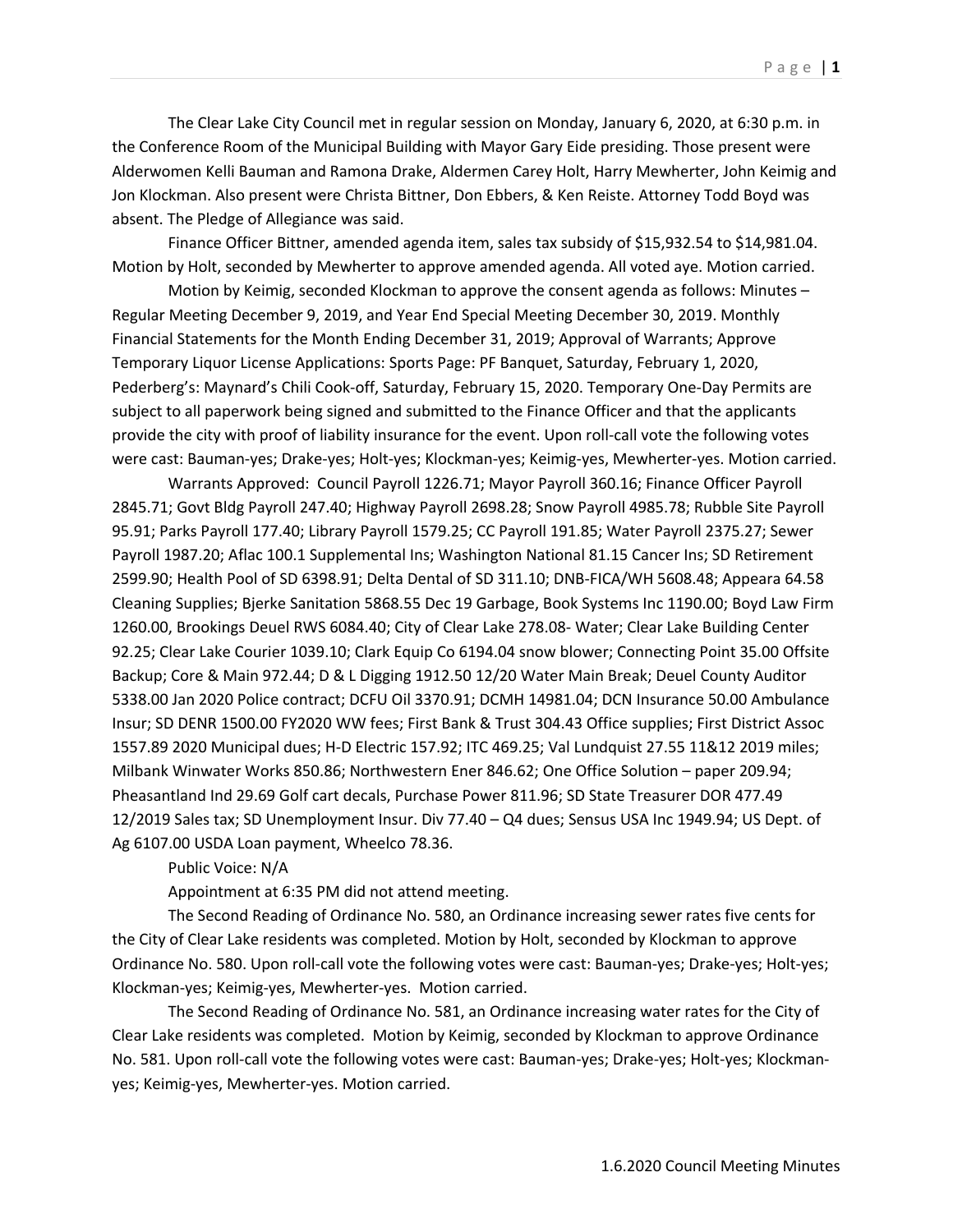The Clear Lake City Council met in regular session on Monday, January 6, 2020, at 6:30 p.m. in the Conference Room of the Municipal Building with Mayor Gary Eide presiding. Those present were Alderwomen Kelli Bauman and Ramona Drake, Aldermen Carey Holt, Harry Mewherter, John Keimig and Jon Klockman. Also present were Christa Bittner, Don Ebbers, & Ken Reiste. Attorney Todd Boyd was absent. The Pledge of Allegiance was said.

Finance Officer Bittner, amended agenda item, sales tax subsidy of $15,932.54 to $14,981.04. Motion by Holt, seconded by Mewherter to approve amended agenda. All voted aye. Motion carried.

Motion by Keimig, seconded Klockman to approve the consent agenda as follows: Minutes – Regular Meeting December 9, 2019, and Year End Special Meeting December 30, 2019. Monthly Financial Statements for the Month Ending December 31, 2019; Approval of Warrants; Approve Temporary Liquor License Applications: Sports Page: PF Banquet, Saturday, February 1, 2020, Pederberg's: Maynard's Chili Cook-off, Saturday, February 15, 2020. Temporary One-Day Permits are subject to all paperwork being signed and submitted to the Finance Officer and that the applicants provide the city with proof of liability insurance for the event. Upon roll-call vote the following votes were cast: Bauman-yes; Drake-yes; Holt-yes; Klockman-yes; Keimig-yes, Mewherter-yes. Motion carried.

Warrants Approved: Council Payroll 1226.71; Mayor Payroll 360.16; Finance Officer Payroll 2845.71; Govt Bldg Payroll 247.40; Highway Payroll 2698.28; Snow Payroll 4985.78; Rubble Site Payroll 95.91; Parks Payroll 177.40; Library Payroll 1579.25; CC Payroll 191.85; Water Payroll 2375.27; Sewer Payroll 1987.20; Aflac 100.1 Supplemental Ins; Washington National 81.15 Cancer Ins; SD Retirement 2599.90; Health Pool of SD 6398.91; Delta Dental of SD 311.10; DNB-FICA/WH 5608.48; Appeara 64.58 Cleaning Supplies; Bjerke Sanitation 5868.55 Dec 19 Garbage, Book Systems Inc 1190.00; Boyd Law Firm 1260.00, Brookings Deuel RWS 6084.40; City of Clear Lake 278.08- Water; Clear Lake Building Center 92.25; Clear Lake Courier 1039.10; Clark Equip Co 6194.04 snow blower; Connecting Point 35.00 Offsite Backup; Core & Main 972.44; D & L Digging 1912.50 12/20 Water Main Break; Deuel County Auditor 5338.00 Jan 2020 Police contract; DCFU Oil 3370.91; DCMH 14981.04; DCN Insurance 50.00 Ambulance Insur; SD DENR 1500.00 FY2020 WW fees; First Bank & Trust 304.43 Office supplies; First District Assoc 1557.89 2020 Municipal dues; H-D Electric 157.92; ITC 469.25; Val Lundquist 27.55 11&12 2019 miles; Milbank Winwater Works 850.86; Northwestern Ener 846.62; One Office Solution – paper 209.94; Pheasantland Ind 29.69 Golf cart decals, Purchase Power 811.96; SD State Treasurer DOR 477.49 12/2019 Sales tax; SD Unemployment Insur. Div 77.40 – Q4 dues; Sensus USA Inc 1949.94; US Dept. of Ag 6107.00 USDA Loan payment, Wheelco 78.36.

Public Voice: N/A

Appointment at 6:35 PM did not attend meeting.

The Second Reading of Ordinance No. 580, an Ordinance increasing sewer rates five cents for the City of Clear Lake residents was completed. Motion by Holt, seconded by Klockman to approve Ordinance No. 580. Upon roll-call vote the following votes were cast: Bauman-yes; Drake-yes; Holt-yes; Klockman-yes; Keimig-yes, Mewherter-yes. Motion carried.

The Second Reading of Ordinance No. 581, an Ordinance increasing water rates for the City of Clear Lake residents was completed. Motion by Keimig, seconded by Klockman to approve Ordinance No. 581. Upon roll-call vote the following votes were cast: Bauman-yes; Drake-yes; Holt-yes; Klockman-yes; Keimig-yes, Mewherter-yes. Motion carried.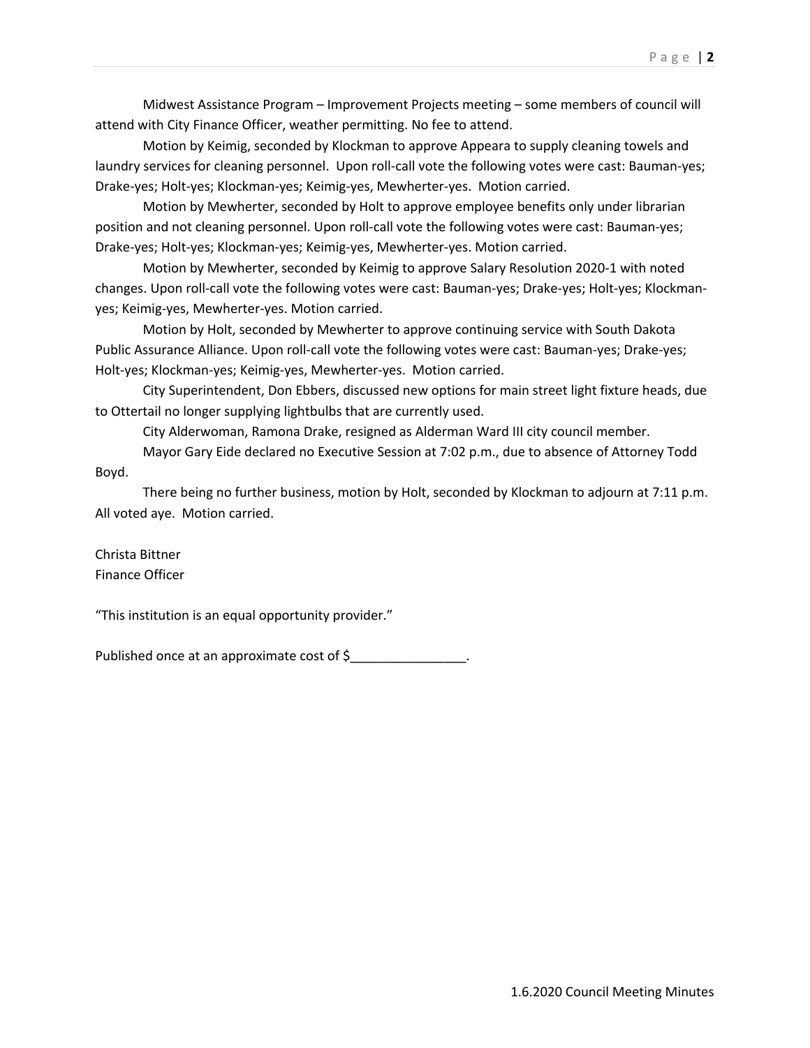Midwest Assistance Program – Improvement Projects meeting – some members of council will attend with City Finance Officer, weather permitting. No fee to attend.

Motion by Keimig, seconded by Klockman to approve Appeara to supply cleaning towels and laundry services for cleaning personnel. Upon roll-call vote the following votes were cast: Bauman-yes; Drake-yes; Holt-yes; Klockman-yes; Keimig-yes, Mewherter-yes. Motion carried.

Motion by Mewherter, seconded by Holt to approve employee benefits only under librarian position and not cleaning personnel. Upon roll-call vote the following votes were cast: Bauman-yes; Drake-yes; Holt-yes; Klockman-yes; Keimig-yes, Mewherter-yes. Motion carried.

Motion by Mewherter, seconded by Keimig to approve Salary Resolution 2020-1 with noted changes. Upon roll-call vote the following votes were cast: Bauman-yes; Drake-yes; Holt-yes; Klockman-yes; Keimig-yes, Mewherter-yes. Motion carried.

Motion by Holt, seconded by Mewherter to approve continuing service with South Dakota Public Assurance Alliance. Upon roll-call vote the following votes were cast: Bauman-yes; Drake-yes; Holt-yes; Klockman-yes; Keimig-yes, Mewherter-yes. Motion carried.

City Superintendent, Don Ebbers, discussed new options for main street light fixture heads, due to Ottertail no longer supplying lightbulbs that are currently used.

City Alderwoman, Ramona Drake, resigned as Alderman Ward III city council member.

Mayor Gary Eide declared no Executive Session at 7:02 p.m., due to absence of Attorney Todd Boyd.

There being no further business, motion by Holt, seconded by Klockman to adjourn at 7:11 p.m. All voted aye. Motion carried.

Christa Bittner
Finance Officer

"This institution is an equal opportunity provider."

Published once at an approximate cost of $________________.